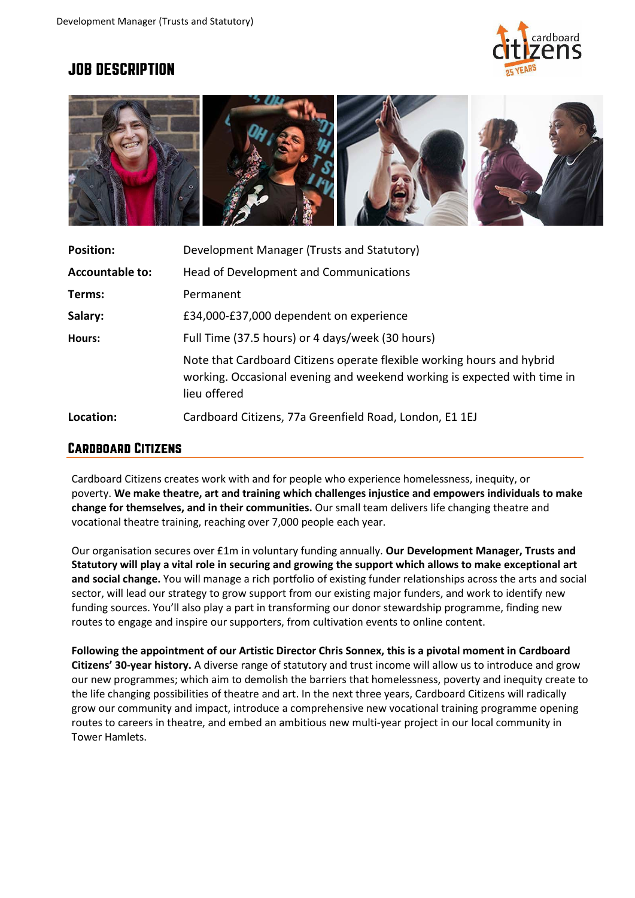# JOB DESCRIPTION

| | |
|---|---|
| **Position:** | Development Manager (Trusts and Statutory) |
| **Accountable to:** | Head of Development and Communications |
| **Terms:** | Permanent |
| **Salary:** | £34,000-£37,000 dependent on experience |
| **Hours:** | Full Time (37.5 hours) or 4 days/week (30 hours) |
| | Note that Cardboard Citizens operate flexible working hours and hybrid working. Occasional evening and weekend working is expected with time in lieu offered |
| **Location:** | Cardboard Citizens, 77a Greenfield Road, London, E1 1EJ |

## Cardboard Citizens

Cardboard Citizens creates work with and for people who experience homelessness, inequity, or poverty. **We make theatre, art and training which challenges injustice and empowers individuals to make change for themselves, and in their communities.** Our small team delivers life changing theatre and vocational theatre training, reaching over 7,000 people each year.

Our organisation secures over £1m in voluntary funding annually. **Our Development Manager, Trusts and Statutory will play a vital role in securing and growing the support which allows to make exceptional art and social change.** You will manage a rich portfolio of existing funder relationships across the arts and social sector, will lead our strategy to grow support from our existing major funders, and work to identify new funding sources. You'll also play a part in transforming our donor stewardship programme, finding new routes to engage and inspire our supporters, from cultivation events to online content.

**Following the appointment of our Artistic Director Chris Sonnex, this is a pivotal moment in Cardboard Citizens' 30-year history.** A diverse range of statutory and trust income will allow us to introduce and grow our new programmes; which aim to demolish the barriers that homelessness, poverty and inequity create to the life changing possibilities of theatre and art. In the next three years, Cardboard Citizens will radically grow our community and impact, introduce a comprehensive new vocational training programme opening routes to careers in theatre, and embed an ambitious new multi-year project in our local community in Tower Hamlets.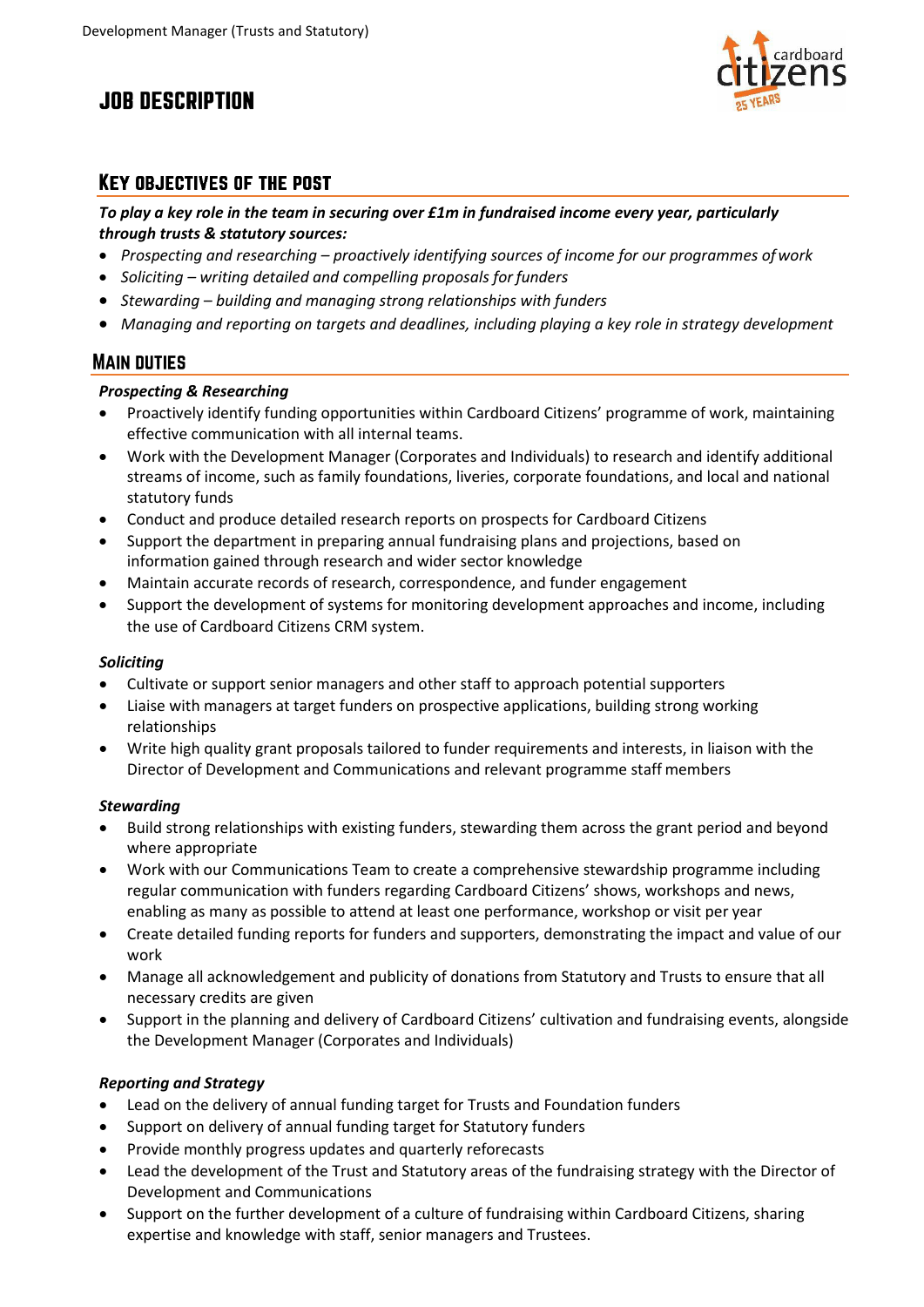# JOB DESCRIPTION

## KEY OBJECTIVES OF THE POST

***To play a key role in the team in securing over £1m in fundraised income every year, particularly through trusts & statutory sources:***

- *Prospecting and researching – proactively identifying sources of income for our programmes of work*
- *Soliciting – writing detailed and compelling proposals for funders*
- *Stewarding – building and managing strong relationships with funders*
- *Managing and reporting on targets and deadlines, including playing a key role in strategy development*

## MAIN DUTIES

***Prospecting & Researching***

- Proactively identify funding opportunities within Cardboard Citizens' programme of work, maintaining effective communication with all internal teams.
- Work with the Development Manager (Corporates and Individuals) to research and identify additional streams of income, such as family foundations, liveries, corporate foundations, and local and national statutory funds
- Conduct and produce detailed research reports on prospects for Cardboard Citizens
- Support the department in preparing annual fundraising plans and projections, based on information gained through research and wider sector knowledge
- Maintain accurate records of research, correspondence, and funder engagement
- Support the development of systems for monitoring development approaches and income, including the use of Cardboard Citizens CRM system.

***Soliciting***

- Cultivate or support senior managers and other staff to approach potential supporters
- Liaise with managers at target funders on prospective applications, building strong working relationships
- Write high quality grant proposals tailored to funder requirements and interests, in liaison with the Director of Development and Communications and relevant programme staff members

***Stewarding***

- Build strong relationships with existing funders, stewarding them across the grant period and beyond where appropriate
- Work with our Communications Team to create a comprehensive stewardship programme including regular communication with funders regarding Cardboard Citizens' shows, workshops and news, enabling as many as possible to attend at least one performance, workshop or visit per year
- Create detailed funding reports for funders and supporters, demonstrating the impact and value of our work
- Manage all acknowledgement and publicity of donations from Statutory and Trusts to ensure that all necessary credits are given
- Support in the planning and delivery of Cardboard Citizens' cultivation and fundraising events, alongside the Development Manager (Corporates and Individuals)

***Reporting and Strategy***

- Lead on the delivery of annual funding target for Trusts and Foundation funders
- Support on delivery of annual funding target for Statutory funders
- Provide monthly progress updates and quarterly reforecasts
- Lead the development of the Trust and Statutory areas of the fundraising strategy with the Director of Development and Communications
- Support on the further development of a culture of fundraising within Cardboard Citizens, sharing expertise and knowledge with staff, senior managers and Trustees.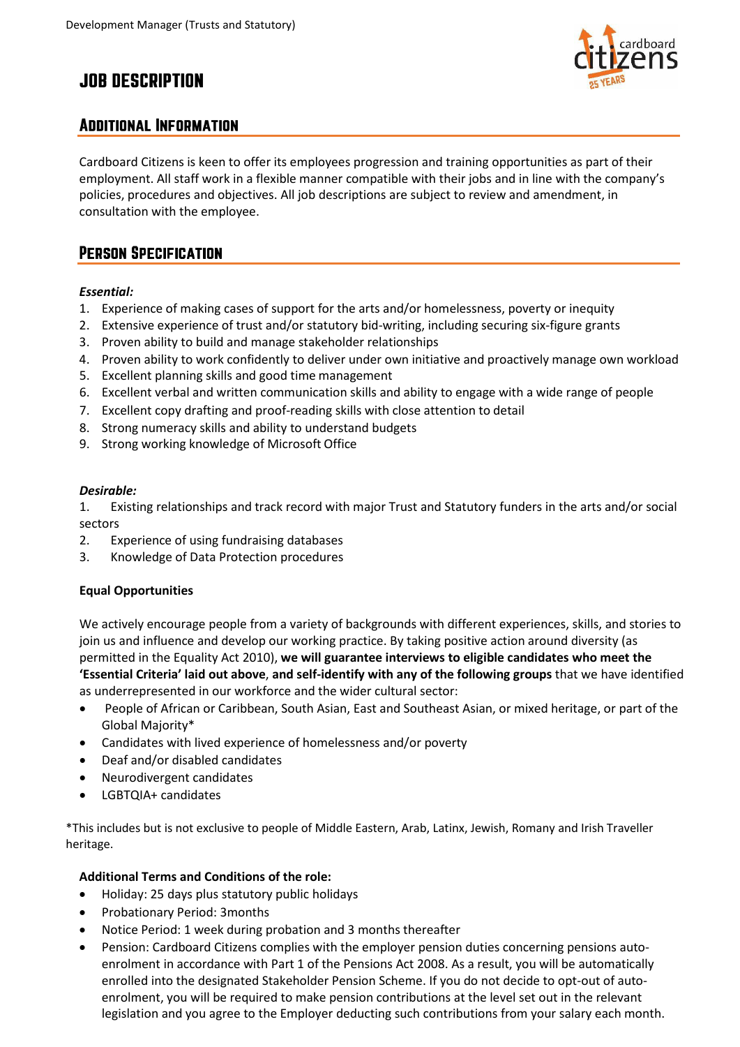# JOB DESCRIPTION

## Additional Information

Cardboard Citizens is keen to offer its employees progression and training opportunities as part of their employment. All staff work in a flexible manner compatible with their jobs and in line with the company's policies, procedures and objectives. All job descriptions are subject to review and amendment, in consultation with the employee.

## Person Specification

***Essential:***

1. Experience of making cases of support for the arts and/or homelessness, poverty or inequity
2. Extensive experience of trust and/or statutory bid-writing, including securing six-figure grants
3. Proven ability to build and manage stakeholder relationships
4. Proven ability to work confidently to deliver under own initiative and proactively manage own workload
5. Excellent planning skills and good time management
6. Excellent verbal and written communication skills and ability to engage with a wide range of people
7. Excellent copy drafting and proof-reading skills with close attention to detail
8. Strong numeracy skills and ability to understand budgets
9. Strong working knowledge of Microsoft Office

***Desirable:***

1. Existing relationships and track record with major Trust and Statutory funders in the arts and/or social sectors
2. Experience of using fundraising databases
3. Knowledge of Data Protection procedures

**Equal Opportunities**

We actively encourage people from a variety of backgrounds with different experiences, skills, and stories to join us and influence and develop our working practice. By taking positive action around diversity (as permitted in the Equality Act 2010), **we will guarantee interviews to eligible candidates who meet the 'Essential Criteria' laid out above**, **and self-identify with any of the following groups** that we have identified as underrepresented in our workforce and the wider cultural sector:

- People of African or Caribbean, South Asian, East and Southeast Asian, or mixed heritage, or part of the Global Majority*
- Candidates with lived experience of homelessness and/or poverty
- Deaf and/or disabled candidates
- Neurodivergent candidates
- LGBTQIA+ candidates

*This includes but is not exclusive to people of Middle Eastern, Arab, Latinx, Jewish, Romany and Irish Traveller heritage.

**Additional Terms and Conditions of the role:**

- Holiday: 25 days plus statutory public holidays
- Probationary Period: 3months
- Notice Period: 1 week during probation and 3 months thereafter
- Pension: Cardboard Citizens complies with the employer pension duties concerning pensions auto-enrolment in accordance with Part 1 of the Pensions Act 2008. As a result, you will be automatically enrolled into the designated Stakeholder Pension Scheme. If you do not decide to opt-out of auto-enrolment, you will be required to make pension contributions at the level set out in the relevant legislation and you agree to the Employer deducting such contributions from your salary each month.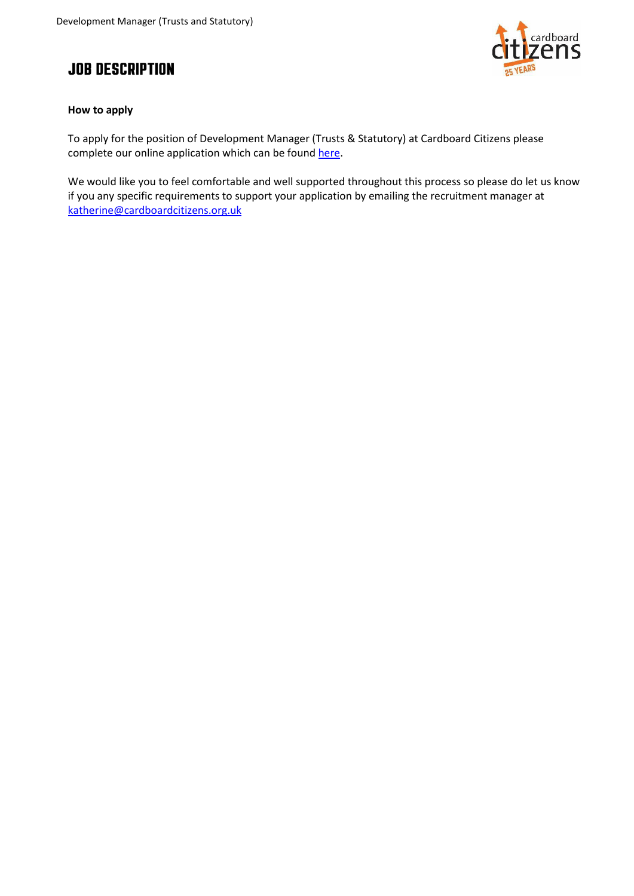# JOB DESCRIPTION

**How to apply**

To apply for the position of Development Manager (Trusts & Statutory) at Cardboard Citizens please complete our online application which can be found here.

We would like you to feel comfortable and well supported throughout this process so please do let us know if you any specific requirements to support your application by emailing the recruitment manager at katherine@cardboardcitizens.org.uk